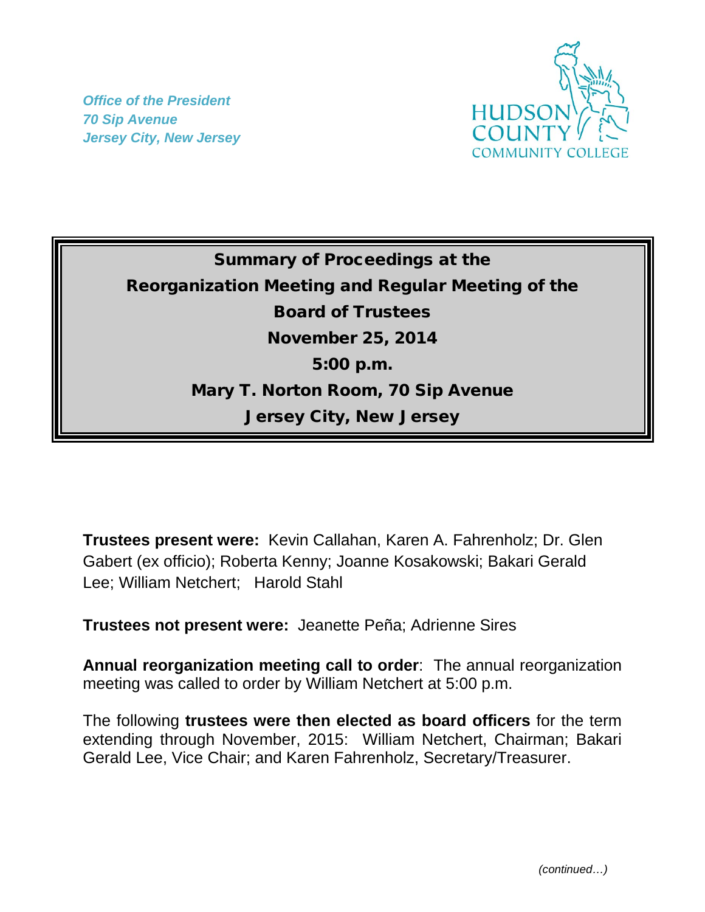*Office of the President*
*70 Sip Avenue*
*Jersey City, New Jersey*

HUDSON COUNTY COMMUNITY COLLEGE

# Summary of Proceedings at the Reorganization Meeting and Regular Meeting of the Board of Trustees

**November 25, 2014**

**5:00 p.m.**

**Mary T. Norton Room, 70 Sip Avenue**

**Jersey City, New Jersey**

**Trustees present were:** Kevin Callahan, Karen A. Fahrenholz; Dr. Glen Gabert (ex officio); Roberta Kenny; Joanne Kosakowski; Bakari Gerald Lee; William Netchert; Harold Stahl

**Trustees not present were:** Jeanette Peña; Adrienne Sires

**Annual reorganization meeting call to order**: The annual reorganization meeting was called to order by William Netchert at 5:00 p.m.

The following **trustees were then elected as board officers** for the term extending through November, 2015: William Netchert, Chairman; Bakari Gerald Lee, Vice Chair; and Karen Fahrenholz, Secretary/Treasurer.

*(continued…)*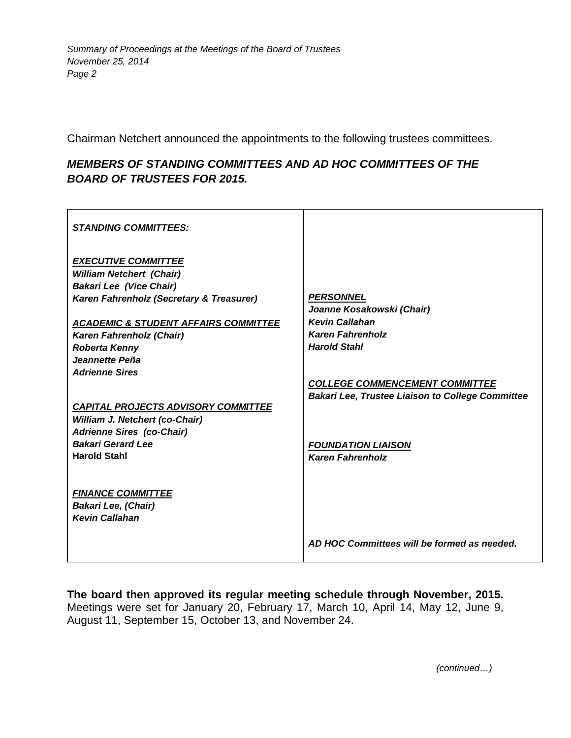Chairman Netchert announced the appointments to the following trustees committees.

***MEMBERS OF STANDING COMMITTEES AND AD HOC COMMITTEES OF THE BOARD OF TRUSTEES FOR 2015.***

***STANDING COMMITTEES:***

***EXECUTIVE COMMITTEE***
*William Netchert (Chair)*
*Bakari Lee (Vice Chair)*
*Karen Fahrenholz (Secretary & Treasurer)*

***ACADEMIC & STUDENT AFFAIRS COMMITTEE***
*Karen Fahrenholz (Chair)*
*Roberta Kenny*
*Jeannette Peña*
*Adrienne Sires*

***CAPITAL PROJECTS ADVISORY COMMITTEE***
*William J. Netchert (co-Chair)*
*Adrienne Sires (co-Chair)*
*Bakari Gerard Lee*
**Harold Stahl**

***FINANCE COMMITTEE***
*Bakari Lee, (Chair)*
*Kevin Callahan*

***PERSONNEL***
*Joanne Kosakowski (Chair)*
*Kevin Callahan*
*Karen Fahrenholz*
*Harold Stahl*

***COLLEGE COMMENCEMENT COMMITTEE***
*Bakari Lee, Trustee Liaison to College Committee*

***FOUNDATION LIAISON***
*Karen Fahrenholz*

*AD HOC Committees will be formed as needed.*

**The board then approved its regular meeting schedule through November, 2015.** Meetings were set for January 20, February 17, March 10, April 14, May 12, June 9, August 11, September 15, October 13, and November 24.

*(continued…)*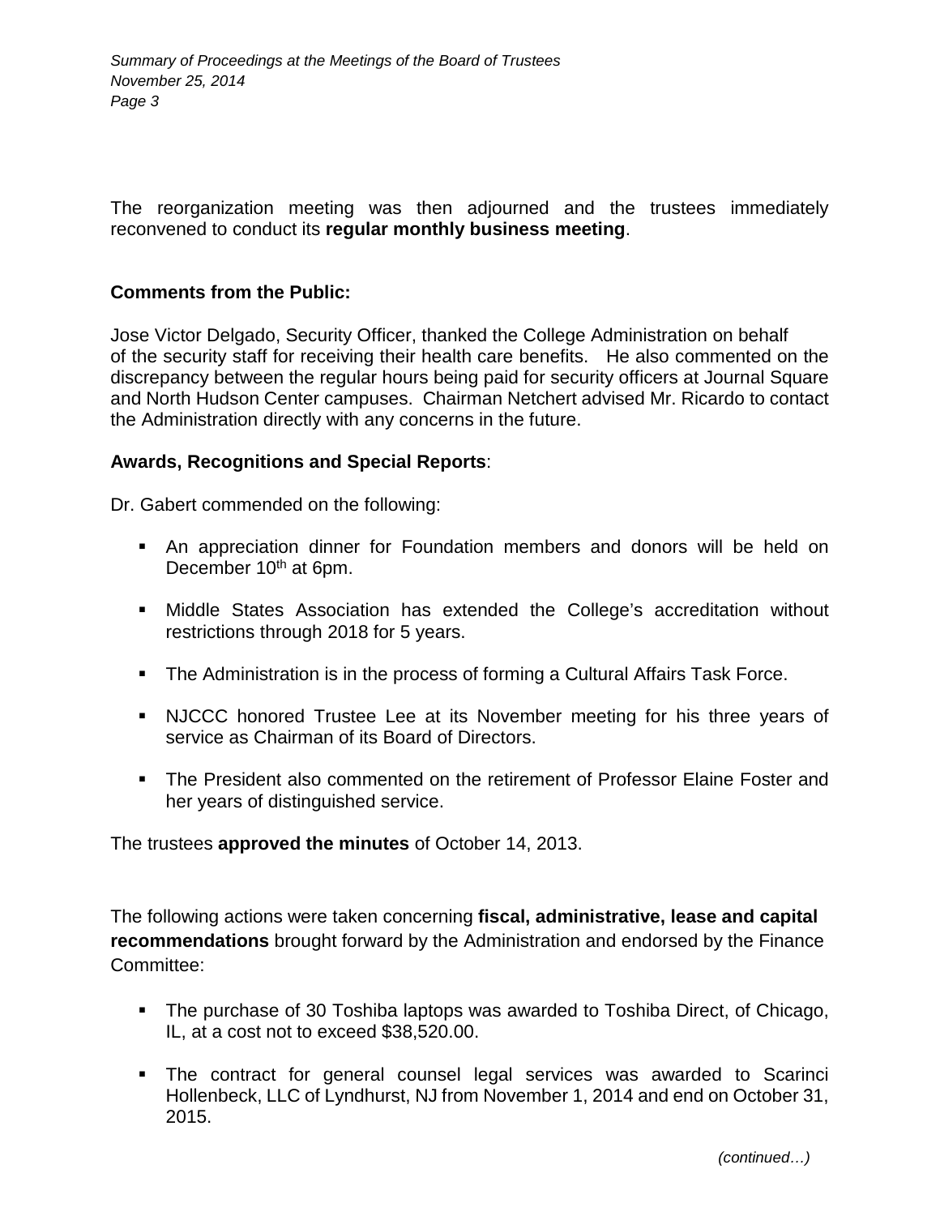The reorganization meeting was then adjourned and the trustees immediately reconvened to conduct its **regular monthly business meeting**.

**Comments from the Public:**

Jose Victor Delgado, Security Officer, thanked the College Administration on behalf of the security staff for receiving their health care benefits. He also commented on the discrepancy between the regular hours being paid for security officers at Journal Square and North Hudson Center campuses. Chairman Netchert advised Mr. Ricardo to contact the Administration directly with any concerns in the future.

**Awards, Recognitions and Special Reports**:

Dr. Gabert commended on the following:

- An appreciation dinner for Foundation members and donors will be held on December 10th at 6pm.
- Middle States Association has extended the College's accreditation without restrictions through 2018 for 5 years.
- The Administration is in the process of forming a Cultural Affairs Task Force.
- NJCCC honored Trustee Lee at its November meeting for his three years of service as Chairman of its Board of Directors.
- The President also commented on the retirement of Professor Elaine Foster and her years of distinguished service.

The trustees **approved the minutes** of October 14, 2013.

The following actions were taken concerning **fiscal, administrative, lease and capital recommendations** brought forward by the Administration and endorsed by the Finance Committee:

- The purchase of 30 Toshiba laptops was awarded to Toshiba Direct, of Chicago, IL, at a cost not to exceed $38,520.00.
- The contract for general counsel legal services was awarded to Scarinci Hollenbeck, LLC of Lyndhurst, NJ from November 1, 2014 and end on October 31, 2015.

*(continued…)*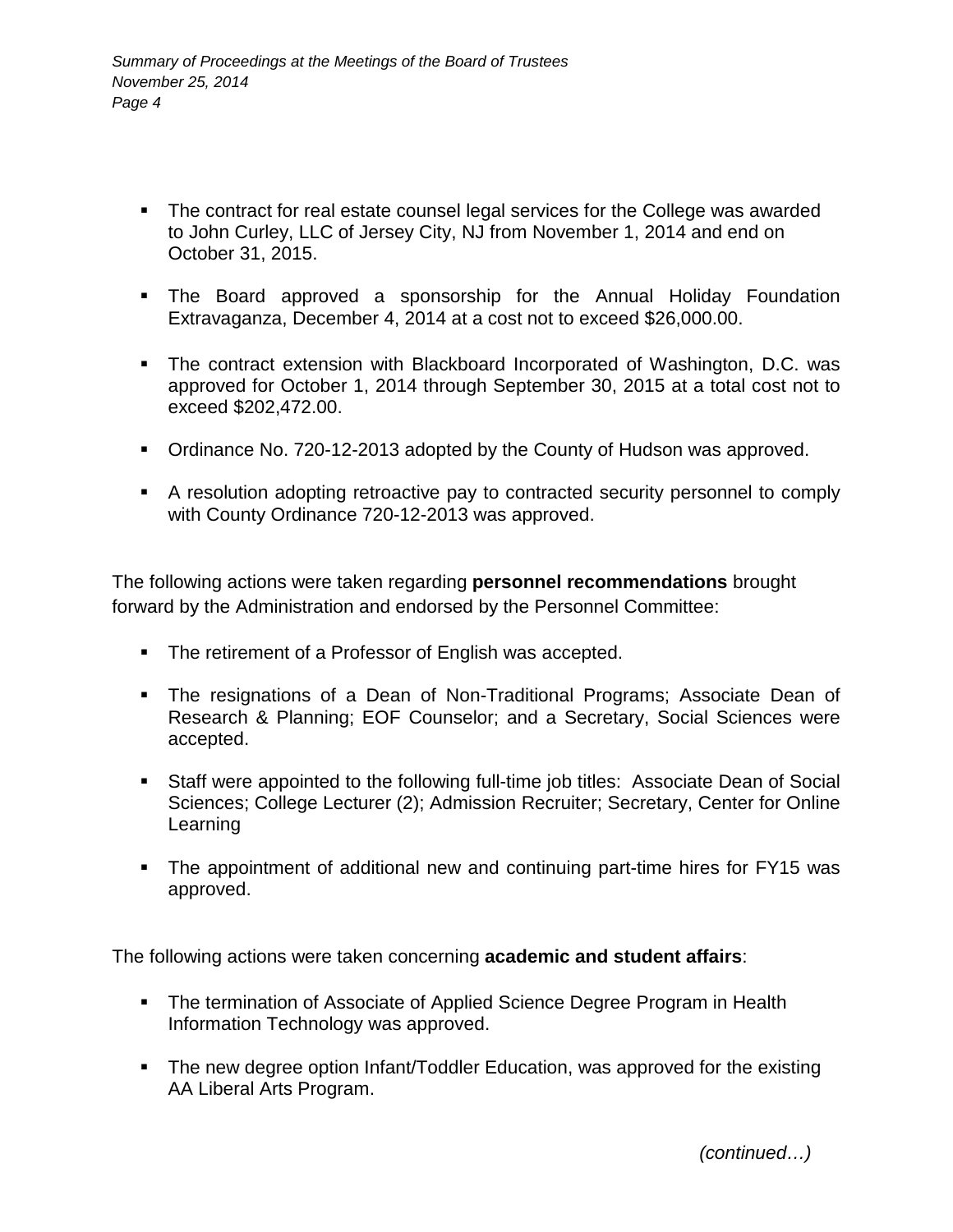- The contract for real estate counsel legal services for the College was awarded to John Curley, LLC of Jersey City, NJ from November 1, 2014 and end on October 31, 2015.
- The Board approved a sponsorship for the Annual Holiday Foundation Extravaganza, December 4, 2014 at a cost not to exceed $26,000.00.
- The contract extension with Blackboard Incorporated of Washington, D.C. was approved for October 1, 2014 through September 30, 2015 at a total cost not to exceed $202,472.00.
- Ordinance No. 720-12-2013 adopted by the County of Hudson was approved.
- A resolution adopting retroactive pay to contracted security personnel to comply with County Ordinance 720-12-2013 was approved.

The following actions were taken regarding **personnel recommendations** brought forward by the Administration and endorsed by the Personnel Committee:

- The retirement of a Professor of English was accepted.
- The resignations of a Dean of Non-Traditional Programs; Associate Dean of Research & Planning; EOF Counselor; and a Secretary, Social Sciences were accepted.
- Staff were appointed to the following full-time job titles: Associate Dean of Social Sciences; College Lecturer (2); Admission Recruiter; Secretary, Center for Online Learning
- The appointment of additional new and continuing part-time hires for FY15 was approved.

The following actions were taken concerning **academic and student affairs**:

- The termination of Associate of Applied Science Degree Program in Health Information Technology was approved.
- The new degree option Infant/Toddler Education, was approved for the existing AA Liberal Arts Program.

*(continued…)*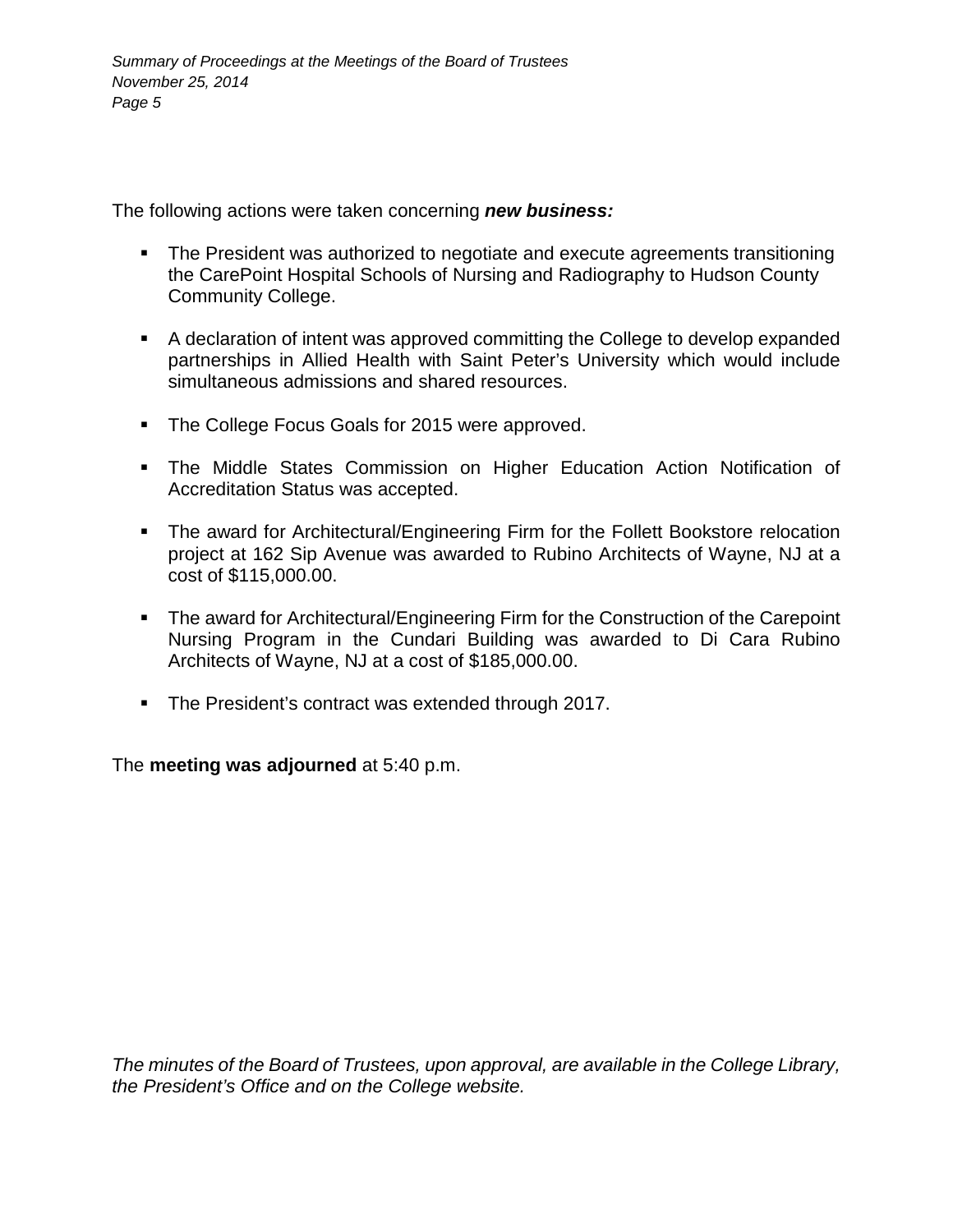The following actions were taken concerning ***new business:***

- The President was authorized to negotiate and execute agreements transitioning the CarePoint Hospital Schools of Nursing and Radiography to Hudson County Community College.

- A declaration of intent was approved committing the College to develop expanded partnerships in Allied Health with Saint Peter's University which would include simultaneous admissions and shared resources.

- The College Focus Goals for 2015 were approved.

- The Middle States Commission on Higher Education Action Notification of Accreditation Status was accepted.

- The award for Architectural/Engineering Firm for the Follett Bookstore relocation project at 162 Sip Avenue was awarded to Rubino Architects of Wayne, NJ at a cost of $115,000.00.

- The award for Architectural/Engineering Firm for the Construction of the Carepoint Nursing Program in the Cundari Building was awarded to Di Cara Rubino Architects of Wayne, NJ at a cost of $185,000.00.

- The President's contract was extended through 2017.

The **meeting was adjourned** at 5:40 p.m.

*The minutes of the Board of Trustees, upon approval, are available in the College Library, the President's Office and on the College website.*